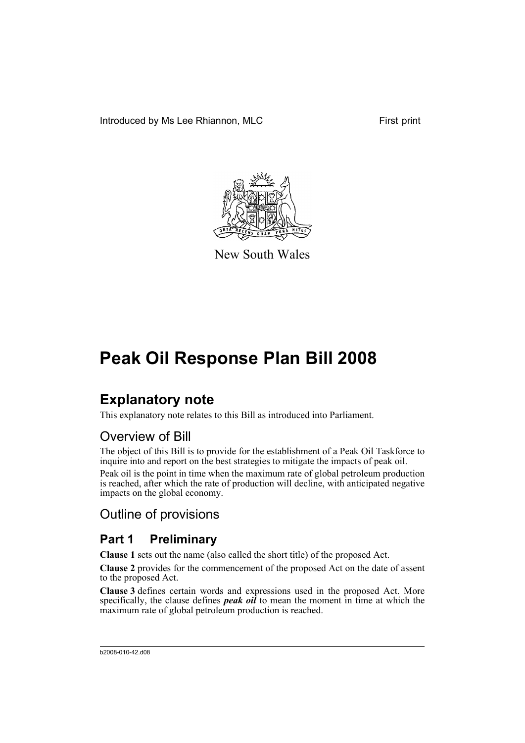Introduced by Ms Lee Rhiannon, MLC First print

New South Wales

# Peak Oil Response Plan Bill 2008

## Explanatory note

This explanatory note relates to this Bill as introduced into Parliament.

## Overview of Bill

The object of this Bill is to provide for the establishment of a Peak Oil Taskforce to inquire into and report on the best strategies to mitigate the impacts of peak oil.

Peak oil is the point in time when the maximum rate of global petroleum production is reached, after which the rate of production will decline, with anticipated negative impacts on the global economy.

## Outline of provisions

### Part 1 Preliminary

**Clause 1** sets out the name (also called the short title) of the proposed Act.

**Clause 2** provides for the commencement of the proposed Act on the date of assent to the proposed Act.

**Clause 3** defines certain words and expressions used in the proposed Act. More specifically, the clause defines ***peak oil*** to mean the moment in time at which the maximum rate of global petroleum production is reached.

b2008-010-42.d08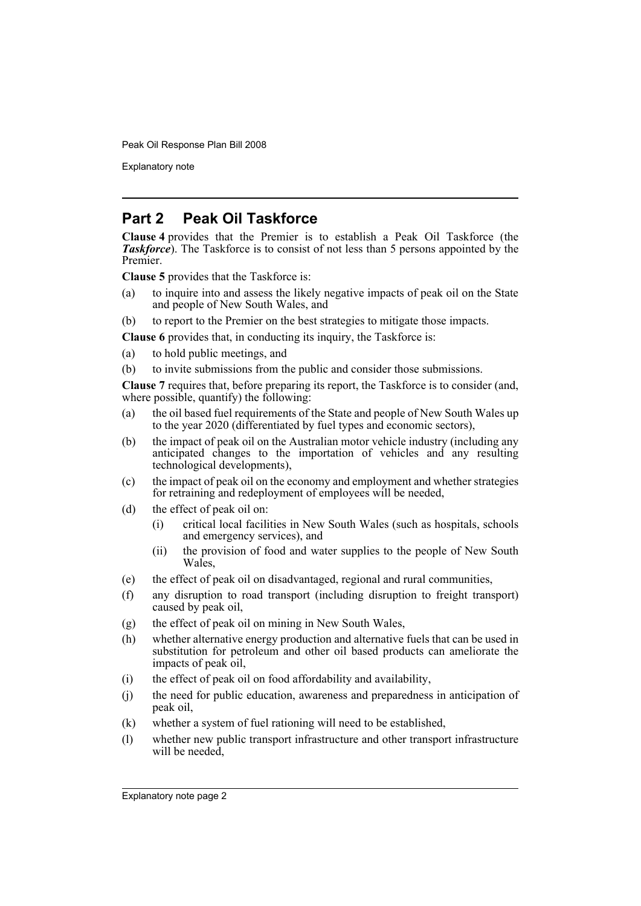## Part 2 Peak Oil Taskforce

**Clause 4** provides that the Premier is to establish a Peak Oil Taskforce (the ***Taskforce***). The Taskforce is to consist of not less than 5 persons appointed by the Premier.

**Clause 5** provides that the Taskforce is:

(a) to inquire into and assess the likely negative impacts of peak oil on the State and people of New South Wales, and

(b) to report to the Premier on the best strategies to mitigate those impacts.

**Clause 6** provides that, in conducting its inquiry, the Taskforce is:

(a) to hold public meetings, and

(b) to invite submissions from the public and consider those submissions.

**Clause 7** requires that, before preparing its report, the Taskforce is to consider (and, where possible, quantify) the following:

(a) the oil based fuel requirements of the State and people of New South Wales up to the year 2020 (differentiated by fuel types and economic sectors),

(b) the impact of peak oil on the Australian motor vehicle industry (including any anticipated changes to the importation of vehicles and any resulting technological developments),

(c) the impact of peak oil on the economy and employment and whether strategies for retraining and redeployment of employees will be needed,

(d) the effect of peak oil on:

  (i) critical local facilities in New South Wales (such as hospitals, schools and emergency services), and

  (ii) the provision of food and water supplies to the people of New South Wales,

(e) the effect of peak oil on disadvantaged, regional and rural communities,

(f) any disruption to road transport (including disruption to freight transport) caused by peak oil,

(g) the effect of peak oil on mining in New South Wales,

(h) whether alternative energy production and alternative fuels that can be used in substitution for petroleum and other oil based products can ameliorate the impacts of peak oil,

(i) the effect of peak oil on food affordability and availability,

(j) the need for public education, awareness and preparedness in anticipation of peak oil,

(k) whether a system of fuel rationing will need to be established,

(l) whether new public transport infrastructure and other transport infrastructure will be needed,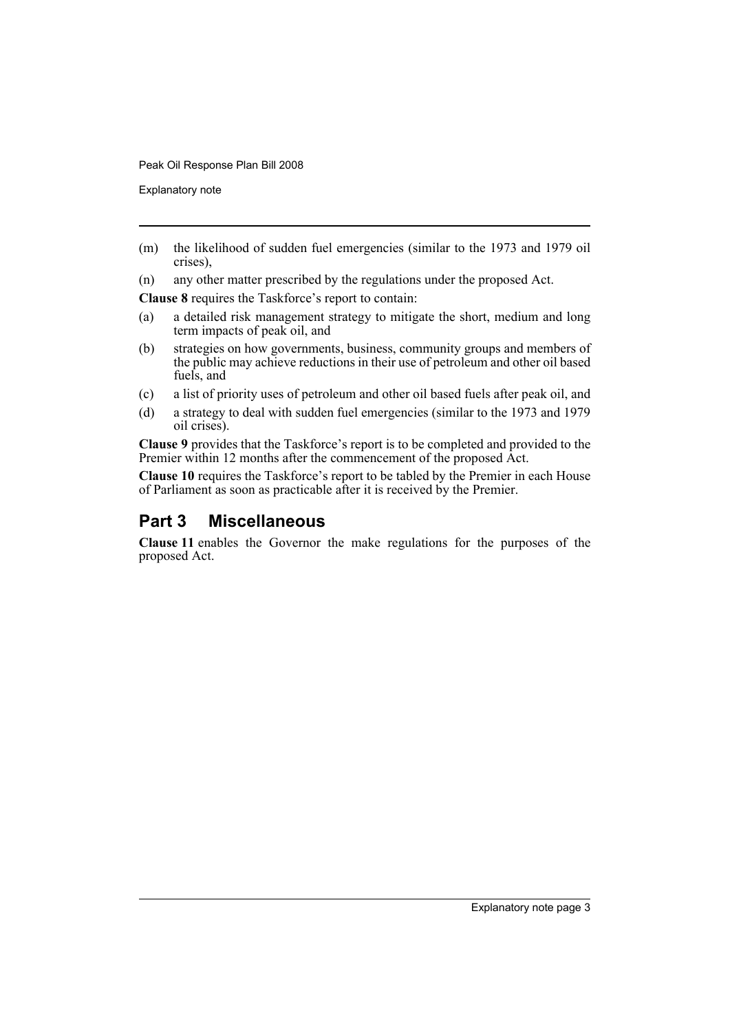(m) the likelihood of sudden fuel emergencies (similar to the 1973 and 1979 oil crises),

(n) any other matter prescribed by the regulations under the proposed Act.

**Clause 8** requires the Taskforce's report to contain:

(a) a detailed risk management strategy to mitigate the short, medium and long term impacts of peak oil, and

(b) strategies on how governments, business, community groups and members of the public may achieve reductions in their use of petroleum and other oil based fuels, and

(c) a list of priority uses of petroleum and other oil based fuels after peak oil, and

(d) a strategy to deal with sudden fuel emergencies (similar to the 1973 and 1979 oil crises).

**Clause 9** provides that the Taskforce's report is to be completed and provided to the Premier within 12 months after the commencement of the proposed Act.

**Clause 10** requires the Taskforce's report to be tabled by the Premier in each House of Parliament as soon as practicable after it is received by the Premier.

## Part 3 Miscellaneous

**Clause 11** enables the Governor the make regulations for the purposes of the proposed Act.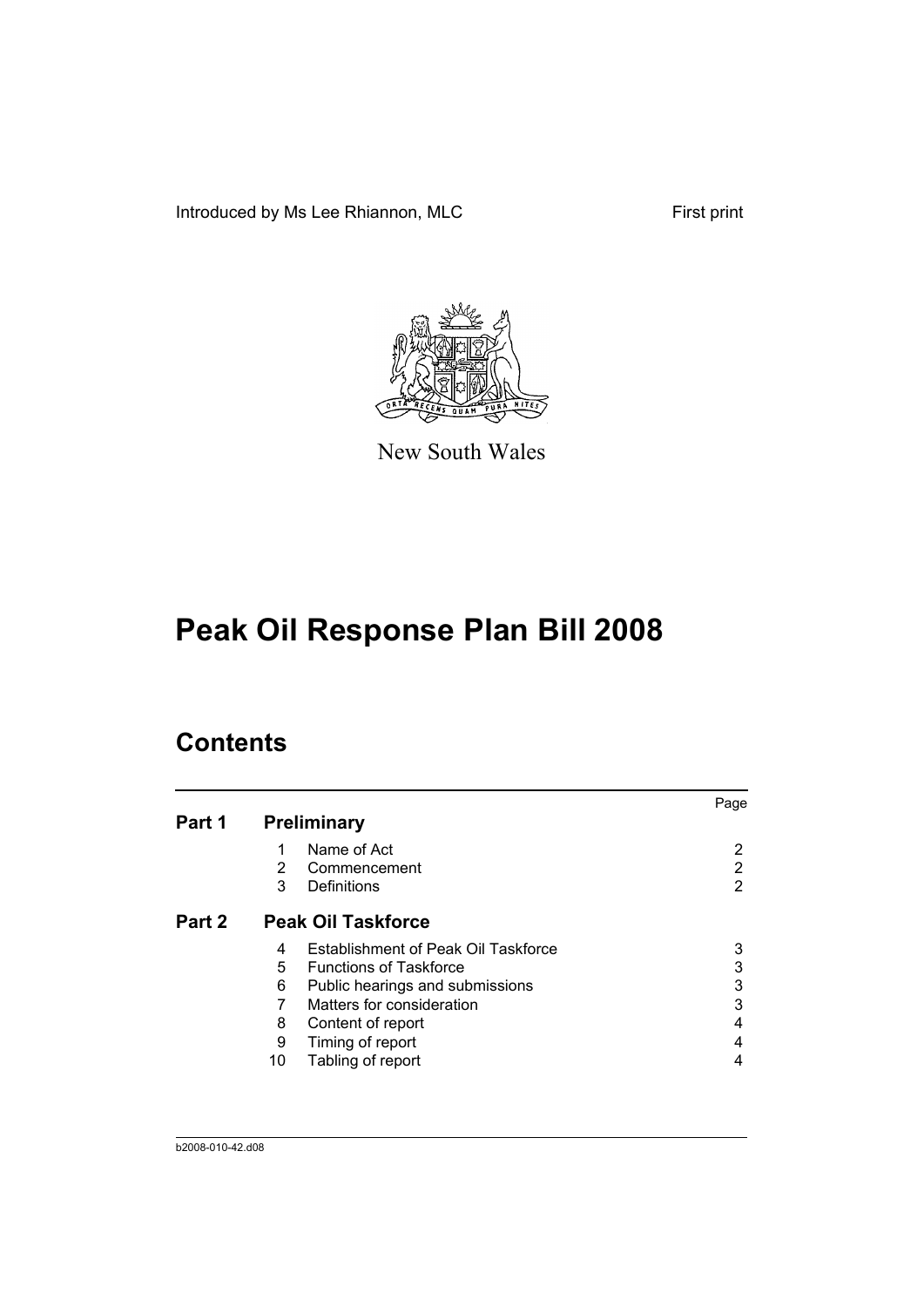Introduced by Ms Lee Rhiannon, MLC First print

New South Wales

# Peak Oil Response Plan Bill 2008

## Contents

| | | | Page |
|---|---|---|---|
| **Part 1** | **Preliminary** | | |
| | 1 | Name of Act | 2 |
| | 2 | Commencement | 2 |
| | 3 | Definitions | 2 |
| **Part 2** | **Peak Oil Taskforce** | | |
| | 4 | Establishment of Peak Oil Taskforce | 3 |
| | 5 | Functions of Taskforce | 3 |
| | 6 | Public hearings and submissions | 3 |
| | 7 | Matters for consideration | 3 |
| | 8 | Content of report | 4 |
| | 9 | Timing of report | 4 |
| | 10 | Tabling of report | 4 |

b2008-010-42.d08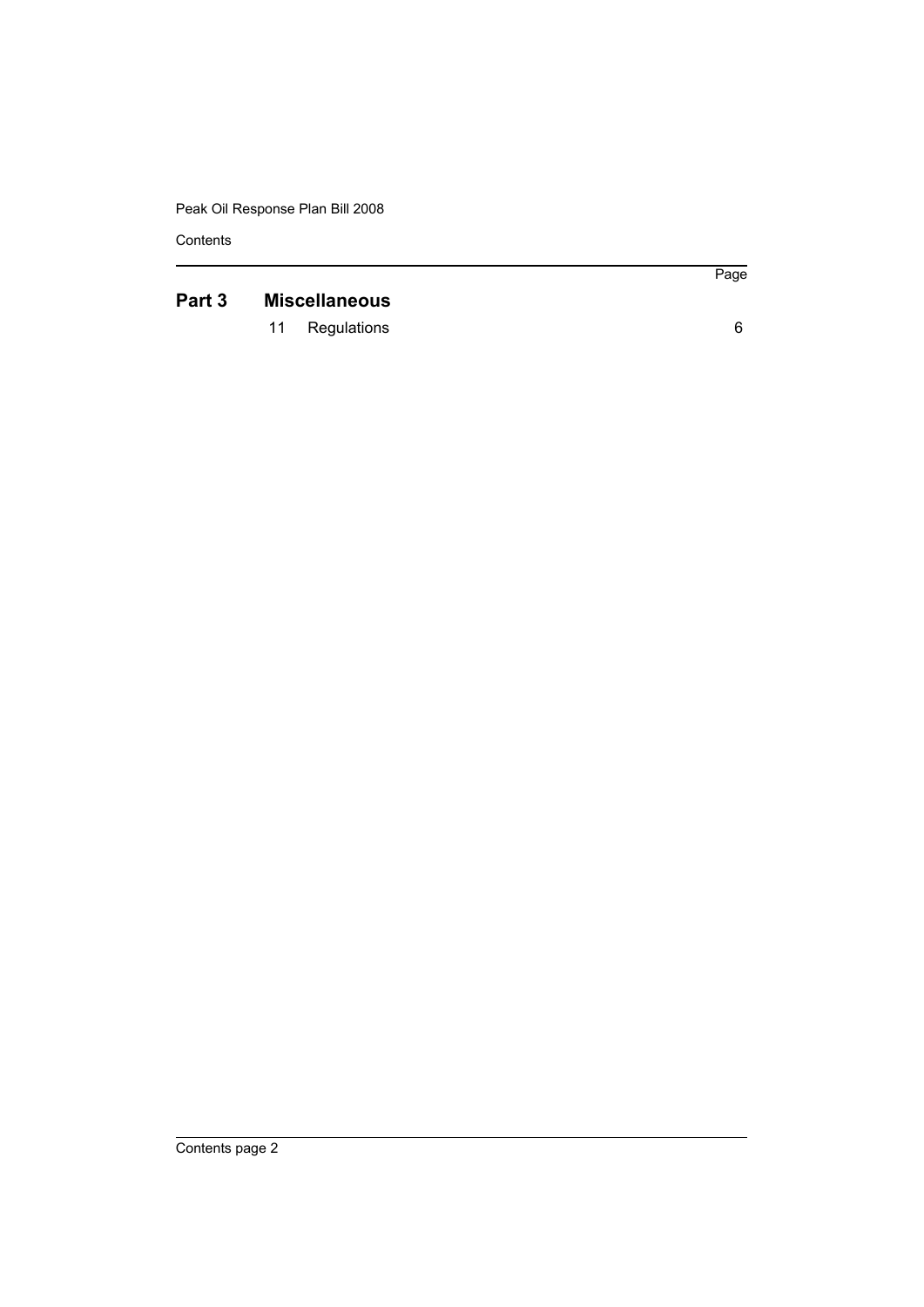| | | Page |
|---|---|---|
| **Part 3** | **Miscellaneous** | |
| | 11 Regulations | 6 |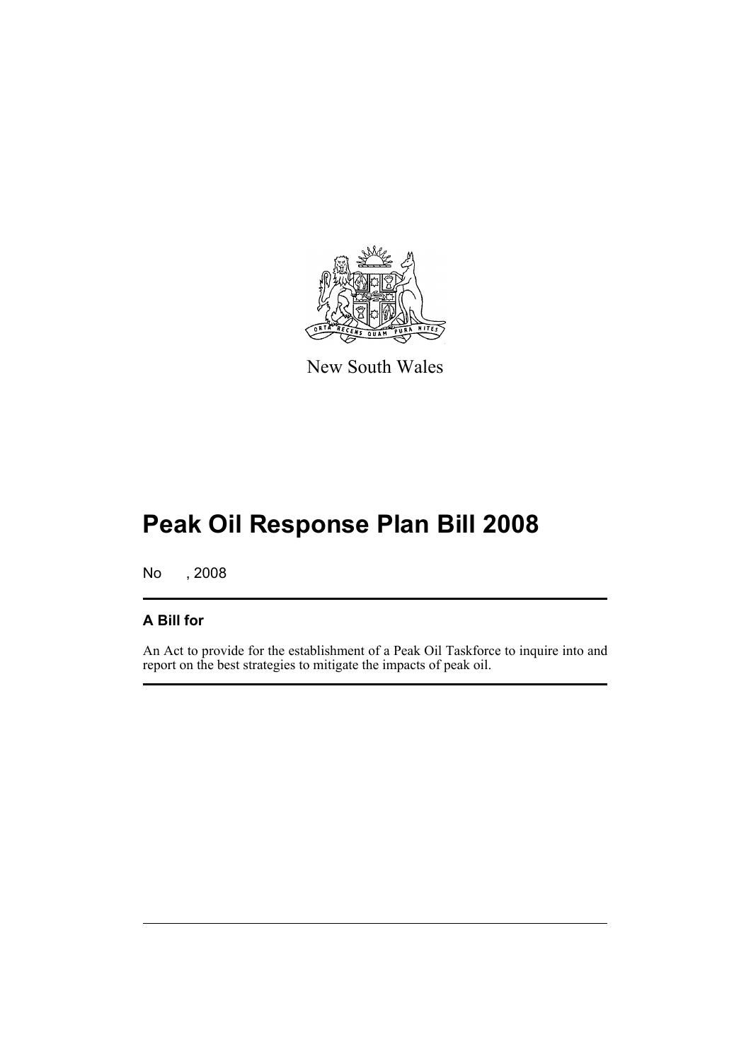New South Wales

# Peak Oil Response Plan Bill 2008

No , 2008

## A Bill for

An Act to provide for the establishment of a Peak Oil Taskforce to inquire into and report on the best strategies to mitigate the impacts of peak oil.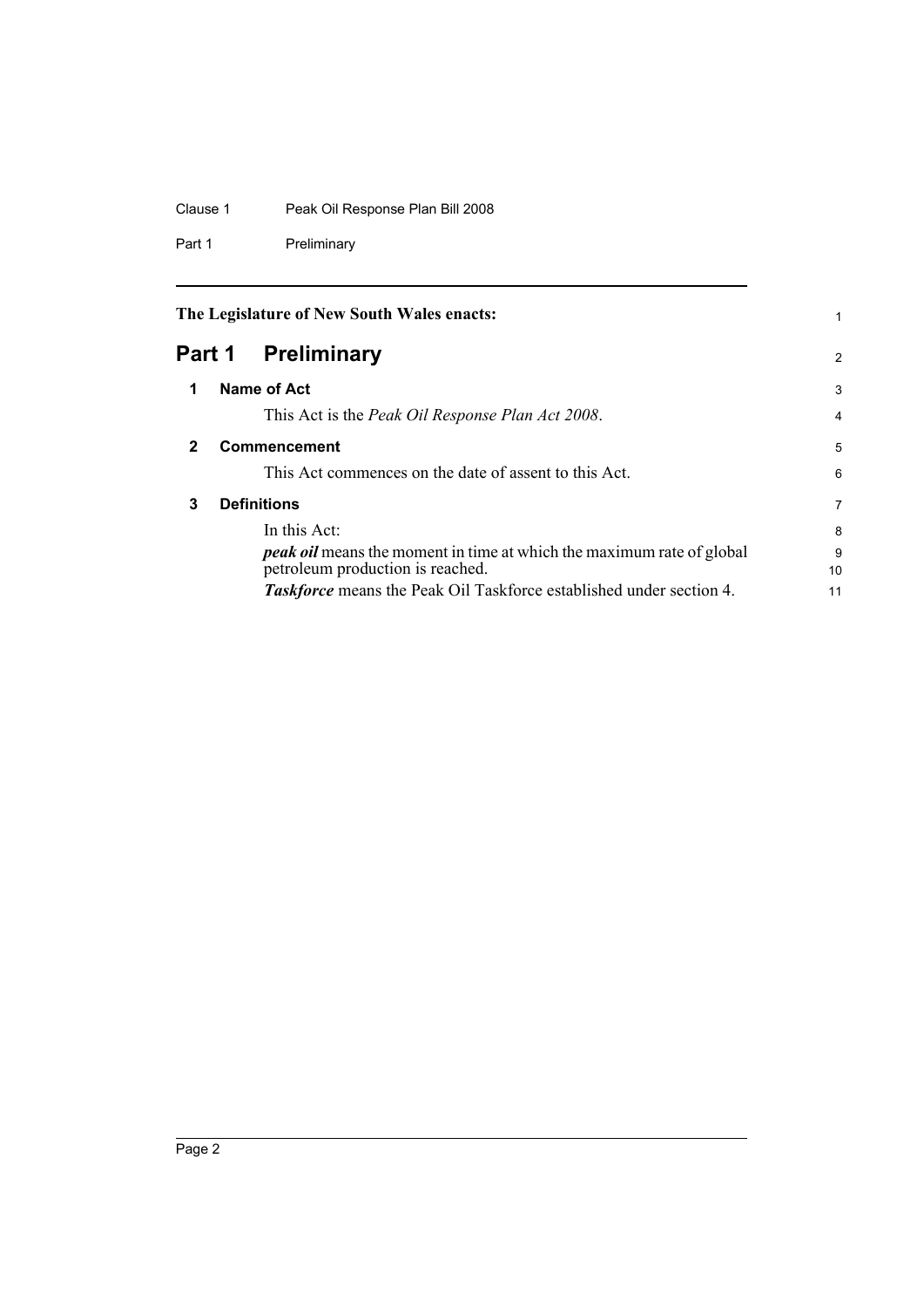The Legislature of New South Wales enacts:

# Part 1 Preliminary

## 1 Name of Act

This Act is the *Peak Oil Response Plan Act 2008*.

## 2 Commencement

This Act commences on the date of assent to this Act.

## 3 Definitions

In this Act:

***peak oil*** means the moment in time at which the maximum rate of global petroleum production is reached.

***Taskforce*** means the Peak Oil Taskforce established under section 4.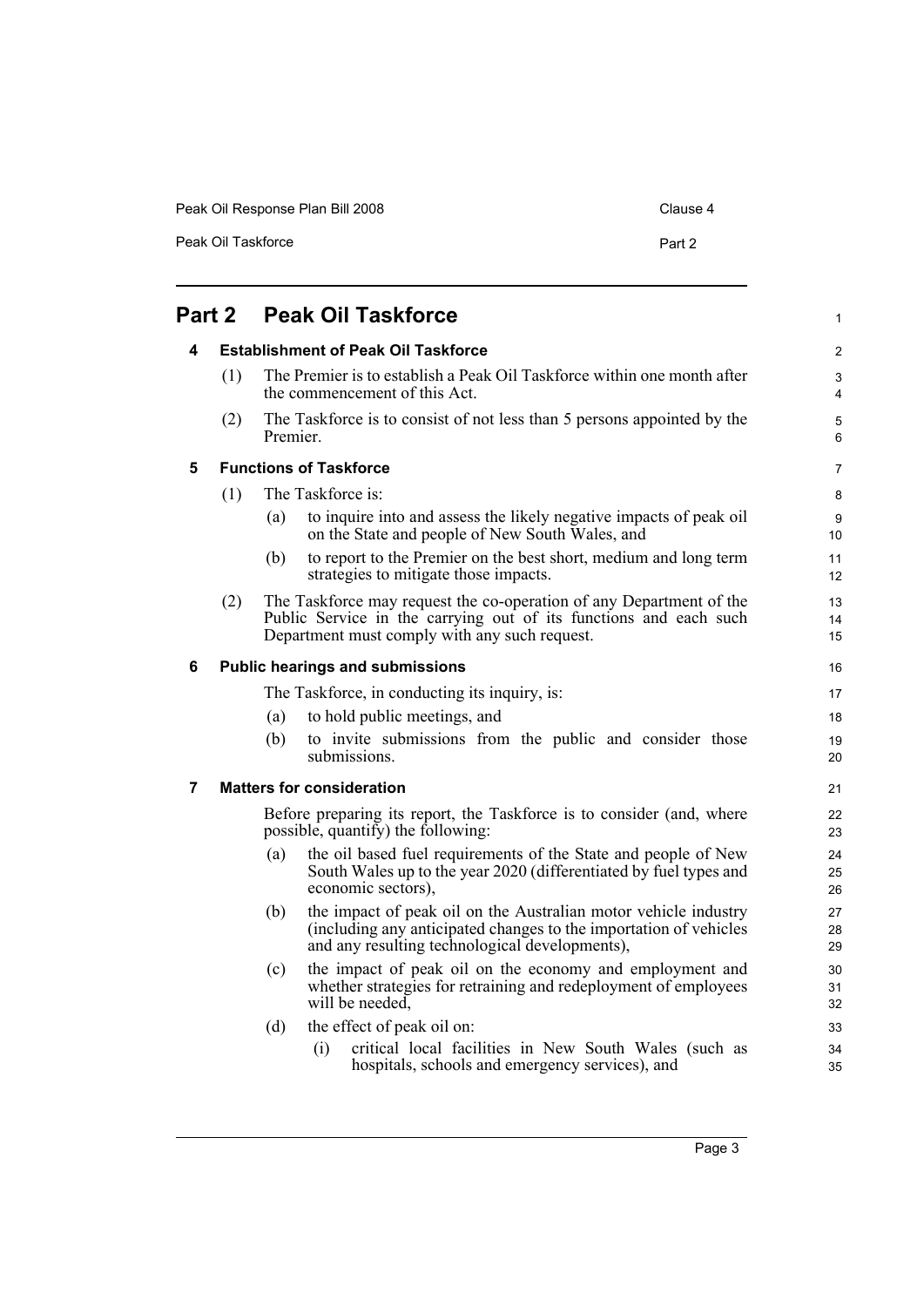# Part 2 Peak Oil Taskforce

## 4 Establishment of Peak Oil Taskforce

(1) The Premier is to establish a Peak Oil Taskforce within one month after the commencement of this Act.

(2) The Taskforce is to consist of not less than 5 persons appointed by the Premier.

## 5 Functions of Taskforce

(1) The Taskforce is:

- (a) to inquire into and assess the likely negative impacts of peak oil on the State and people of New South Wales, and
- (b) to report to the Premier on the best short, medium and long term strategies to mitigate those impacts.

(2) The Taskforce may request the co-operation of any Department of the Public Service in the carrying out of its functions and each such Department must comply with any such request.

## 6 Public hearings and submissions

The Taskforce, in conducting its inquiry, is:

- (a) to hold public meetings, and
- (b) to invite submissions from the public and consider those submissions.

## 7 Matters for consideration

Before preparing its report, the Taskforce is to consider (and, where possible, quantify) the following:

- (a) the oil based fuel requirements of the State and people of New South Wales up to the year 2020 (differentiated by fuel types and economic sectors),
- (b) the impact of peak oil on the Australian motor vehicle industry (including any anticipated changes to the importation of vehicles and any resulting technological developments),
- (c) the impact of peak oil on the economy and employment and whether strategies for retraining and redeployment of employees will be needed,
- (d) the effect of peak oil on:
  - (i) critical local facilities in New South Wales (such as hospitals, schools and emergency services), and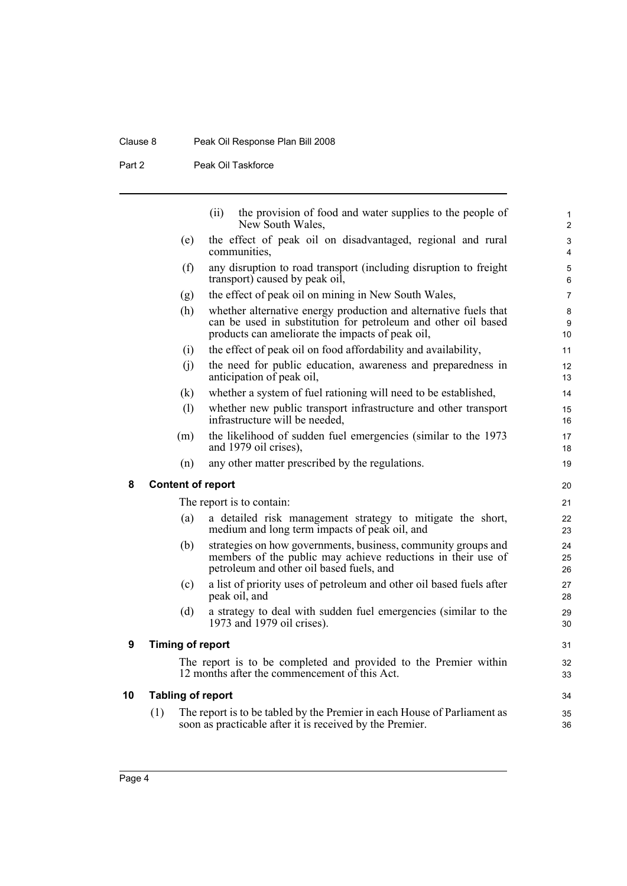(ii) the provision of food and water supplies to the people of New South Wales,

(e) the effect of peak oil on disadvantaged, regional and rural communities,

(f) any disruption to road transport (including disruption to freight transport) caused by peak oil,

(g) the effect of peak oil on mining in New South Wales,

(h) whether alternative energy production and alternative fuels that can be used in substitution for petroleum and other oil based products can ameliorate the impacts of peak oil,

(i) the effect of peak oil on food affordability and availability,

(j) the need for public education, awareness and preparedness in anticipation of peak oil,

(k) whether a system of fuel rationing will need to be established,

(l) whether new public transport infrastructure and other transport infrastructure will be needed,

(m) the likelihood of sudden fuel emergencies (similar to the 1973 and 1979 oil crises),

(n) any other matter prescribed by the regulations.

### 8 Content of report

The report is to contain:

(a) a detailed risk management strategy to mitigate the short, medium and long term impacts of peak oil, and

(b) strategies on how governments, business, community groups and members of the public may achieve reductions in their use of petroleum and other oil based fuels, and

(c) a list of priority uses of petroleum and other oil based fuels after peak oil, and

(d) a strategy to deal with sudden fuel emergencies (similar to the 1973 and 1979 oil crises).

### 9 Timing of report

The report is to be completed and provided to the Premier within 12 months after the commencement of this Act.

### 10 Tabling of report

(1) The report is to be tabled by the Premier in each House of Parliament as soon as practicable after it is received by the Premier.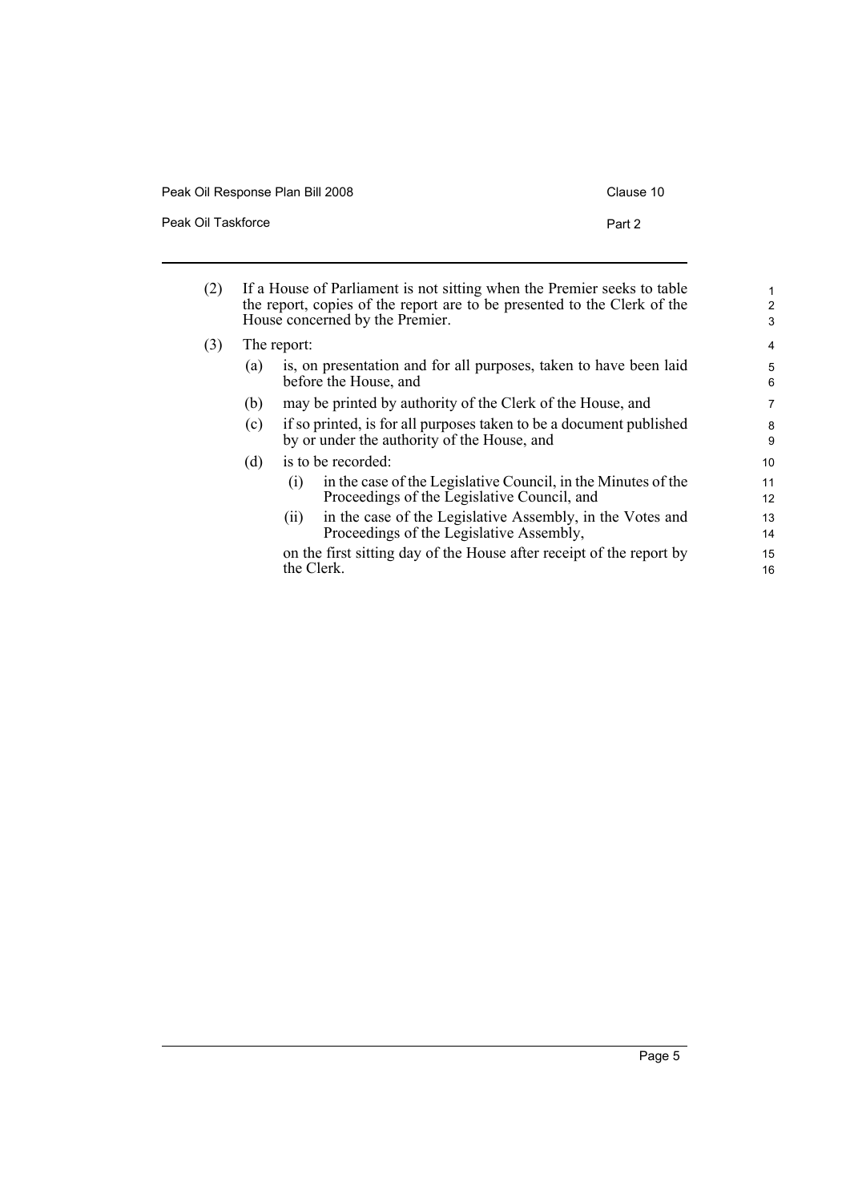(2) If a House of Parliament is not sitting when the Premier seeks to table the report, copies of the report are to be presented to the Clerk of the House concerned by the Premier.

(3) The report:

- (a) is, on presentation and for all purposes, taken to have been laid before the House, and
- (b) may be printed by authority of the Clerk of the House, and
- (c) if so printed, is for all purposes taken to be a document published by or under the authority of the House, and
- (d) is to be recorded:
  - (i) in the case of the Legislative Council, in the Minutes of the Proceedings of the Legislative Council, and
  - (ii) in the case of the Legislative Assembly, in the Votes and Proceedings of the Legislative Assembly,

  on the first sitting day of the House after receipt of the report by the Clerk.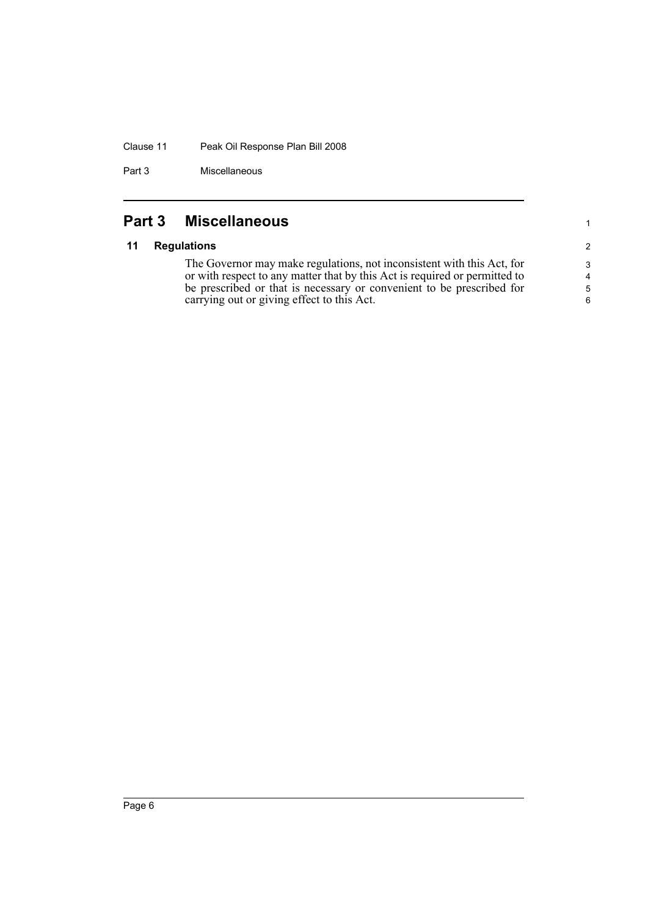## Part 3 Miscellaneous

### 11 Regulations

The Governor may make regulations, not inconsistent with this Act, for or with respect to any matter that by this Act is required or permitted to be prescribed or that is necessary or convenient to be prescribed for carrying out or giving effect to this Act.